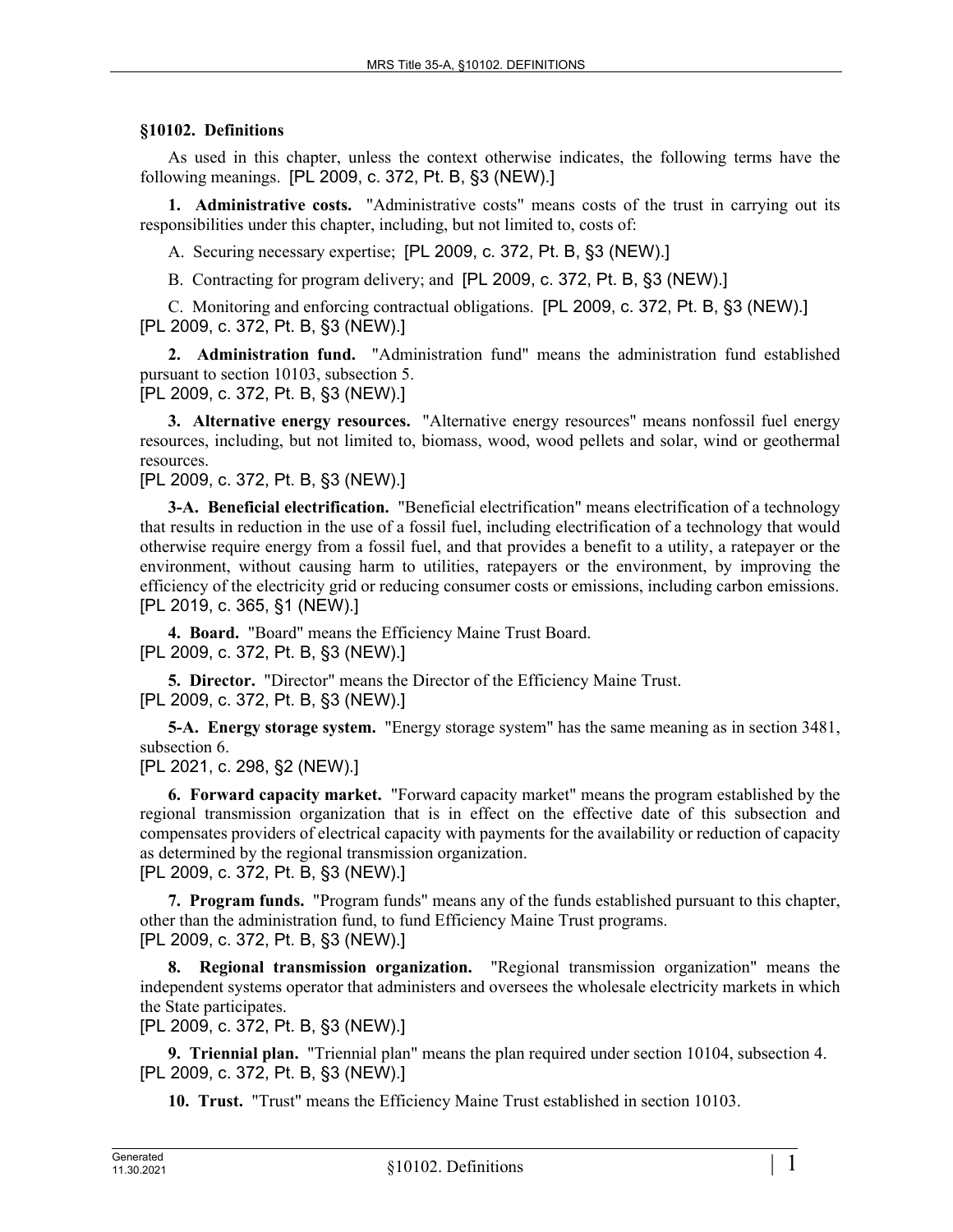## §10102. Definitions

As used in this chapter, unless the context otherwise indicates, the following terms have the following meanings. [PL 2009, c. 372, Pt. B, §3 (NEW).]

**1. Administrative costs.** "Administrative costs" means costs of the trust in carrying out its responsibilities under this chapter, including, but not limited to, costs of:

A. Securing necessary expertise; [PL 2009, c. 372, Pt. B, §3 (NEW).]

B. Contracting for program delivery; and [PL 2009, c. 372, Pt. B, §3 (NEW).]

C. Monitoring and enforcing contractual obligations. [PL 2009, c. 372, Pt. B, §3 (NEW).]

[PL 2009, c. 372, Pt. B, §3 (NEW).]

**2. Administration fund.** "Administration fund" means the administration fund established pursuant to section 10103, subsection 5.

[PL 2009, c. 372, Pt. B, §3 (NEW).]

**3. Alternative energy resources.** "Alternative energy resources" means nonfossil fuel energy resources, including, but not limited to, biomass, wood, wood pellets and solar, wind or geothermal resources.

[PL 2009, c. 372, Pt. B, §3 (NEW).]

**3-A. Beneficial electrification.** "Beneficial electrification" means electrification of a technology that results in reduction in the use of a fossil fuel, including electrification of a technology that would otherwise require energy from a fossil fuel, and that provides a benefit to a utility, a ratepayer or the environment, without causing harm to utilities, ratepayers or the environment, by improving the efficiency of the electricity grid or reducing consumer costs or emissions, including carbon emissions. [PL 2019, c. 365, §1 (NEW).]

**4. Board.** "Board" means the Efficiency Maine Trust Board.

[PL 2009, c. 372, Pt. B, §3 (NEW).]

**5. Director.** "Director" means the Director of the Efficiency Maine Trust.

[PL 2009, c. 372, Pt. B, §3 (NEW).]

**5-A. Energy storage system.** "Energy storage system" has the same meaning as in section 3481, subsection 6.

[PL 2021, c. 298, §2 (NEW).]

**6. Forward capacity market.** "Forward capacity market" means the program established by the regional transmission organization that is in effect on the effective date of this subsection and compensates providers of electrical capacity with payments for the availability or reduction of capacity as determined by the regional transmission organization.

[PL 2009, c. 372, Pt. B, §3 (NEW).]

**7. Program funds.** "Program funds" means any of the funds established pursuant to this chapter, other than the administration fund, to fund Efficiency Maine Trust programs.

[PL 2009, c. 372, Pt. B, §3 (NEW).]

**8. Regional transmission organization.** "Regional transmission organization" means the independent systems operator that administers and oversees the wholesale electricity markets in which the State participates.

[PL 2009, c. 372, Pt. B, §3 (NEW).]

**9. Triennial plan.** "Triennial plan" means the plan required under section 10104, subsection 4.

[PL 2009, c. 372, Pt. B, §3 (NEW).]

**10. Trust.** "Trust" means the Efficiency Maine Trust established in section 10103.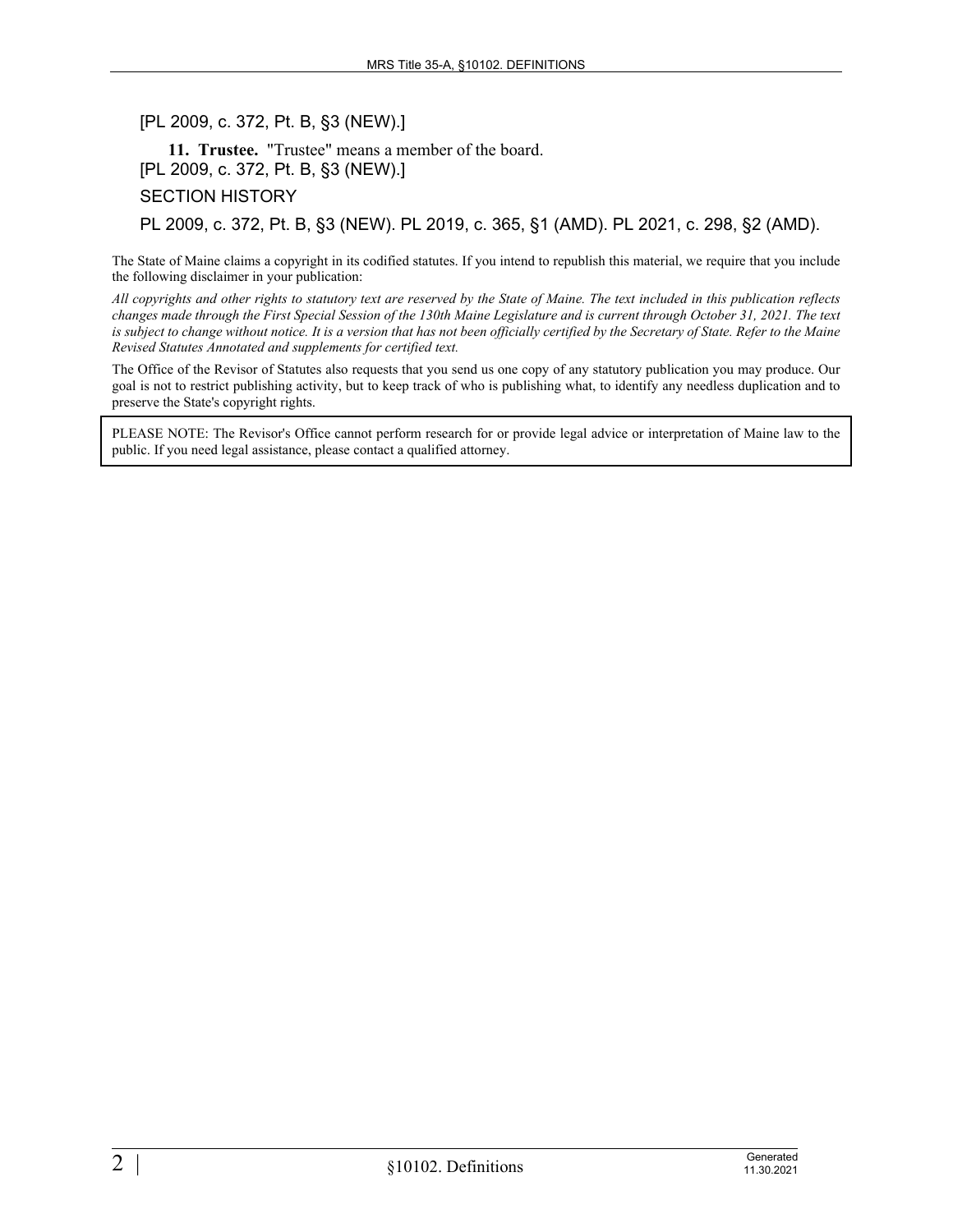[PL 2009, c. 372, Pt. B, §3 (NEW).]

**11. Trustee.** "Trustee" means a member of the board.
[PL 2009, c. 372, Pt. B, §3 (NEW).]

SECTION HISTORY

PL 2009, c. 372, Pt. B, §3 (NEW). PL 2019, c. 365, §1 (AMD). PL 2021, c. 298, §2 (AMD).

The State of Maine claims a copyright in its codified statutes. If you intend to republish this material, we require that you include the following disclaimer in your publication:

*All copyrights and other rights to statutory text are reserved by the State of Maine. The text included in this publication reflects changes made through the First Special Session of the 130th Maine Legislature and is current through October 31, 2021. The text is subject to change without notice. It is a version that has not been officially certified by the Secretary of State. Refer to the Maine Revised Statutes Annotated and supplements for certified text.*

The Office of the Revisor of Statutes also requests that you send us one copy of any statutory publication you may produce. Our goal is not to restrict publishing activity, but to keep track of who is publishing what, to identify any needless duplication and to preserve the State's copyright rights.

PLEASE NOTE: The Revisor's Office cannot perform research for or provide legal advice or interpretation of Maine law to the public. If you need legal assistance, please contact a qualified attorney.